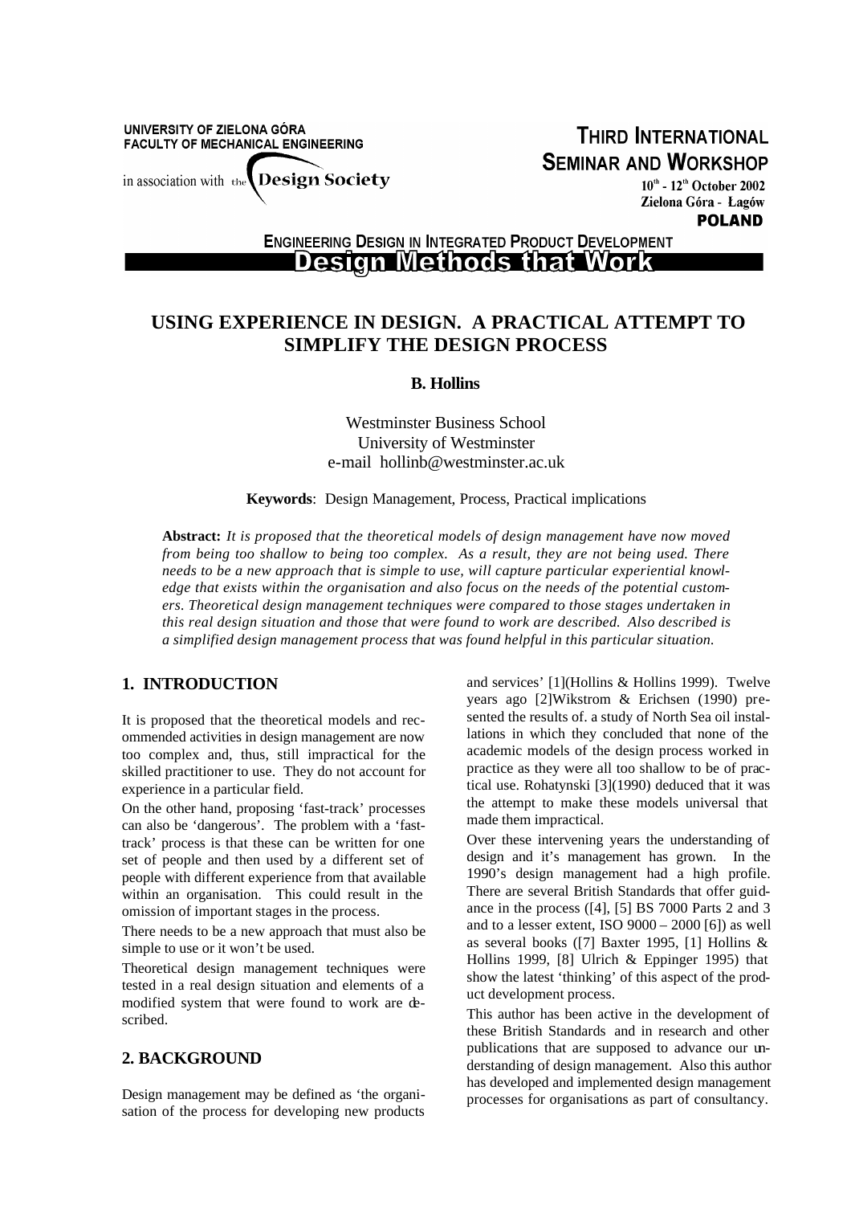UNIVERSITY OF ZIELONA GÓRA
FACULTY OF MECHANICAL ENGINEERING

in association with the Design Society

THIRD INTERNATIONAL SEMINAR AND WORKSHOP

10th - 12th October 2002
Zielona Góra - Łagów
POLAND

ENGINEERING DESIGN IN INTEGRATED PRODUCT DEVELOPMENT

**Design Methods that Work**

# USING EXPERIENCE IN DESIGN. A PRACTICAL ATTEMPT TO SIMPLIFY THE DESIGN PROCESS

**B. Hollins**

Westminster Business School
University of Westminster
e-mail hollinb@westminster.ac.uk

**Keywords**: Design Management, Process, Practical implications

**Abstract:** *It is proposed that the theoretical models of design management have now moved from being too shallow to being too complex. As a result, they are not being used. There needs to be a new approach that is simple to use, will capture particular experiential knowledge that exists within the organisation and also focus on the needs of the potential customers. Theoretical design management techniques were compared to those stages undertaken in this real design situation and those that were found to work are described. Also described is a simplified design management process that was found helpful in this particular situation.*

## 1. INTRODUCTION

It is proposed that the theoretical models and recommended activities in design management are now too complex and, thus, still impractical for the skilled practitioner to use. They do not account for experience in a particular field.

On the other hand, proposing 'fast-track' processes can also be 'dangerous'. The problem with a 'fast-track' process is that these can be written for one set of people and then used by a different set of people with different experience from that available within an organisation. This could result in the omission of important stages in the process.

There needs to be a new approach that must also be simple to use or it won't be used.

Theoretical design management techniques were tested in a real design situation and elements of a modified system that were found to work are described.

## 2. BACKGROUND

Design management may be defined as 'the organisation of the process for developing new products and services' [1](Hollins & Hollins 1999). Twelve years ago [2]Wikstrom & Erichsen (1990) presented the results of. a study of North Sea oil installations in which they concluded that none of the academic models of the design process worked in practice as they were all too shallow to be of practical use. Rohatynski [3](1990) deduced that it was the attempt to make these models universal that made them impractical.

Over these intervening years the understanding of design and it's management has grown. In the 1990's design management had a high profile. There are several British Standards that offer guidance in the process ([4], [5] BS 7000 Parts 2 and 3 and to a lesser extent, ISO 9000 – 2000 [6]) as well as several books ([7] Baxter 1995, [1] Hollins & Hollins 1999, [8] Ulrich & Eppinger 1995) that show the latest 'thinking' of this aspect of the product development process.

This author has been active in the development of these British Standards and in research and other publications that are supposed to advance our understanding of design management. Also this author has developed and implemented design management processes for organisations as part of consultancy.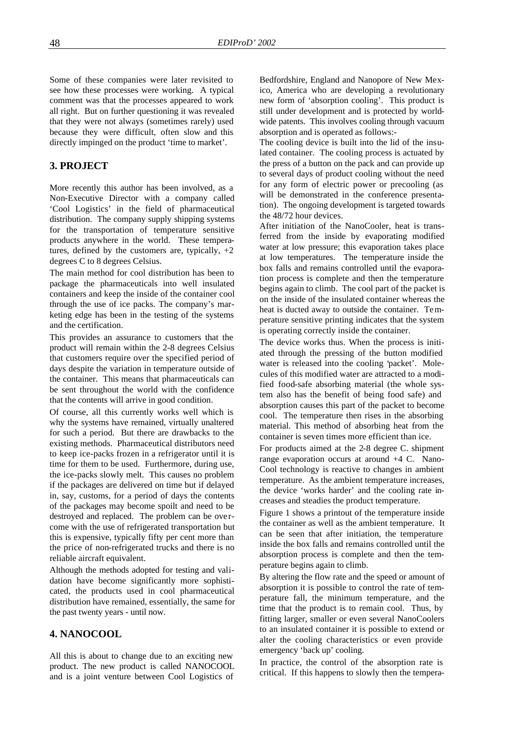Some of these companies were later revisited to see how these processes were working. A typical comment was that the processes appeared to work all right. But on further questioning it was revealed that they were not always (sometimes rarely) used because they were difficult, often slow and this directly impinged on the product 'time to market'.

## 3. PROJECT

More recently this author has been involved, as a Non-Executive Director with a company called 'Cool Logistics' in the field of pharmaceutical distribution. The company supply shipping systems for the transportation of temperature sensitive products anywhere in the world. These temperatures, defined by the customers are, typically, +2 degrees C to 8 degrees Celsius.

The main method for cool distribution has been to package the pharmaceuticals into well insulated containers and keep the inside of the container cool through the use of ice packs. The company's marketing edge has been in the testing of the systems and the certification.

This provides an assurance to customers that the product will remain within the 2-8 degrees Celsius that customers require over the specified period of days despite the variation in temperature outside of the container. This means that pharmaceuticals can be sent throughout the world with the confidence that the contents will arrive in good condition.

Of course, all this currently works well which is why the systems have remained, virtually unaltered for such a period. But there are drawbacks to the existing methods. Pharmaceutical distributors need to keep ice-packs frozen in a refrigerator until it is time for them to be used. Furthermore, during use, the ice-packs slowly melt. This causes no problem if the packages are delivered on time but if delayed in, say, customs, for a period of days the contents of the packages may become spoilt and need to be destroyed and replaced. The problem can be overcome with the use of refrigerated transportation but this is expensive, typically fifty per cent more than the price of non-refrigerated trucks and there is no reliable aircraft equivalent.

Although the methods adopted for testing and validation have become significantly more sophisticated, the products used in cool pharmaceutical distribution have remained, essentially, the same for the past twenty years - until now.

## 4. NANOCOOL

All this is about to change due to an exciting new product. The new product is called NANOCOOL and is a joint venture between Cool Logistics of Bedfordshire, England and Nanopore of New Mexico, America who are developing a revolutionary new form of 'absorption cooling'. This product is still under development and is protected by worldwide patents. This involves cooling through vacuum absorption and is operated as follows:-

The cooling device is built into the lid of the insulated container. The cooling process is actuated by the press of a button on the pack and can provide up to several days of product cooling without the need for any form of electric power or precooling (as will be demonstrated in the conference presentation). The ongoing development is targeted towards the 48/72 hour devices.

After initiation of the NanoCooler, heat is transferred from the inside by evaporating modified water at low pressure; this evaporation takes place at low temperatures. The temperature inside the box falls and remains controlled until the evaporation process is complete and then the temperature begins again to climb. The cool part of the packet is on the inside of the insulated container whereas the heat is ducted away to outside the container. Temperature sensitive printing indicates that the system is operating correctly inside the container.

The device works thus. When the process is initiated through the pressing of the button modified water is released into the cooling 'packet'. Molecules of this modified water are attracted to a modified food-safe absorbing material (the whole system also has the benefit of being food safe) and absorption causes this part of the packet to become cool. The temperature then rises in the absorbing material. This method of absorbing heat from the container is seven times more efficient than ice.

For products aimed at the 2-8 degree C. shipment range evaporation occurs at around +4 C. NanoCool technology is reactive to changes in ambient temperature. As the ambient temperature increases, the device 'works harder' and the cooling rate increases and steadies the product temperature.

Figure 1 shows a printout of the temperature inside the container as well as the ambient temperature. It can be seen that after initiation, the temperature inside the box falls and remains controlled until the absorption process is complete and then the temperature begins again to climb.

By altering the flow rate and the speed or amount of absorption it is possible to control the rate of temperature fall, the minimum temperature, and the time that the product is to remain cool. Thus, by fitting larger, smaller or even several NanoCoolers to an insulated container it is possible to extend or alter the cooling characteristics or even provide emergency 'back up' cooling.

In practice, the control of the absorption rate is critical. If this happens to slowly then the tempera-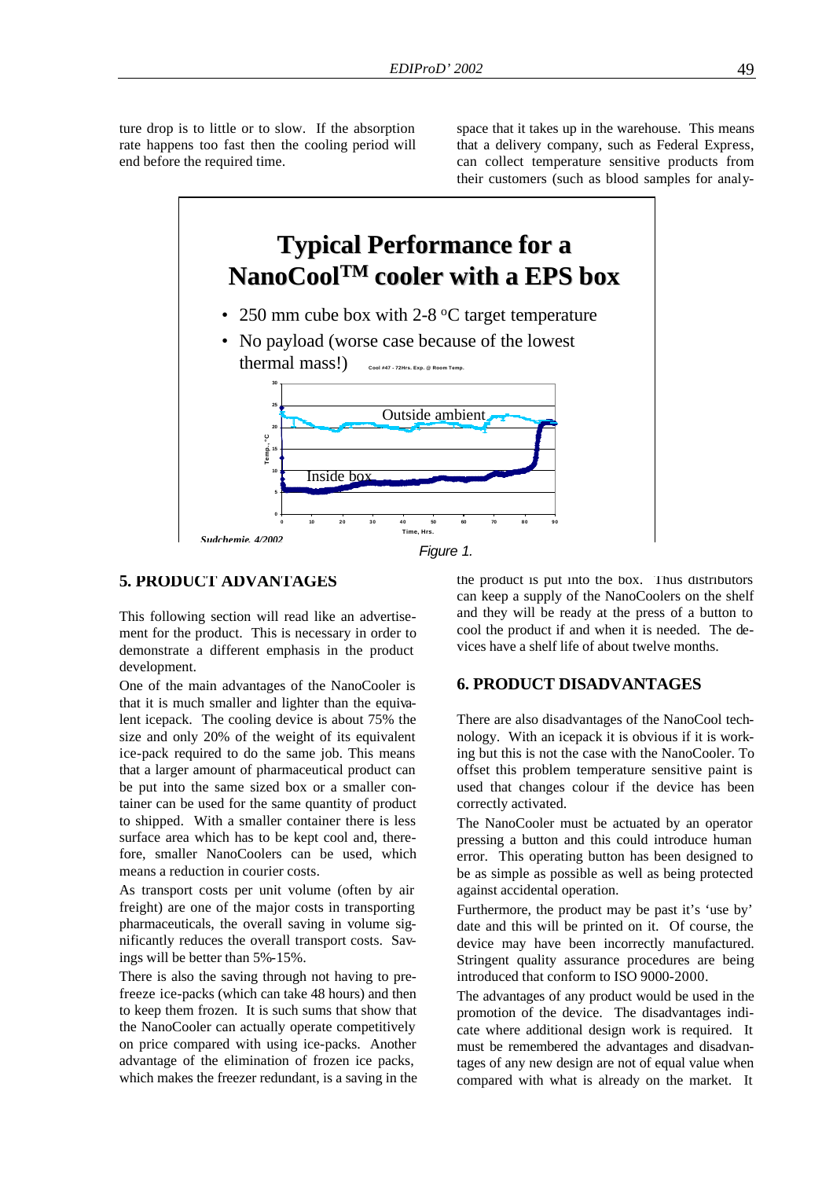ture drop is to little or to slow. If the absorption rate happens too fast then the cooling period will end before the required time.

space that it takes up in the warehouse. This means that a delivery company, such as Federal Express, can collect temperature sensitive products from their customers (such as blood samples for analy-

Figure 1.

## 5. PRODUCT ADVANTAGES

This following section will read like an advertisement for the product. This is necessary in order to demonstrate a different emphasis in the product development.

One of the main advantages of the NanoCooler is that it is much smaller and lighter than the equivalent icepack. The cooling device is about 75% the size and only 20% of the weight of its equivalent ice-pack required to do the same job. This means that a larger amount of pharmaceutical product can be put into the same sized box or a smaller container can be used for the same quantity of product to shipped. With a smaller container there is less surface area which has to be kept cool and, therefore, smaller NanoCoolers can be used, which means a reduction in courier costs.

As transport costs per unit volume (often by air freight) are one of the major costs in transporting pharmaceuticals, the overall saving in volume significantly reduces the overall transport costs. Savings will be better than 5%-15%.

There is also the saving through not having to pre-freeze ice-packs (which can take 48 hours) and then to keep them frozen. It is such sums that show that the NanoCooler can actually operate competitively on price compared with using ice-packs. Another advantage of the elimination of frozen ice packs, which makes the freezer redundant, is a saving in the

the product is put into the box. Thus distributors can keep a supply of the NanoCoolers on the shelf and they will be ready at the press of a button to cool the product if and when it is needed. The devices have a shelf life of about twelve months.

## 6. PRODUCT DISADVANTAGES

There are also disadvantages of the NanoCool technology. With an icepack it is obvious if it is working but this is not the case with the NanoCooler. To offset this problem temperature sensitive paint is used that changes colour if the device has been correctly activated.

The NanoCooler must be actuated by an operator pressing a button and this could introduce human error. This operating button has been designed to be as simple as possible as well as being protected against accidental operation.

Furthermore, the product may be past it's 'use by' date and this will be printed on it. Of course, the device may have been incorrectly manufactured. Stringent quality assurance procedures are being introduced that conform to ISO 9000-2000.

The advantages of any product would be used in the promotion of the device. The disadvantages indicate where additional design work is required. It must be remembered the advantages and disadvantages of any new design are not of equal value when compared with what is already on the market. It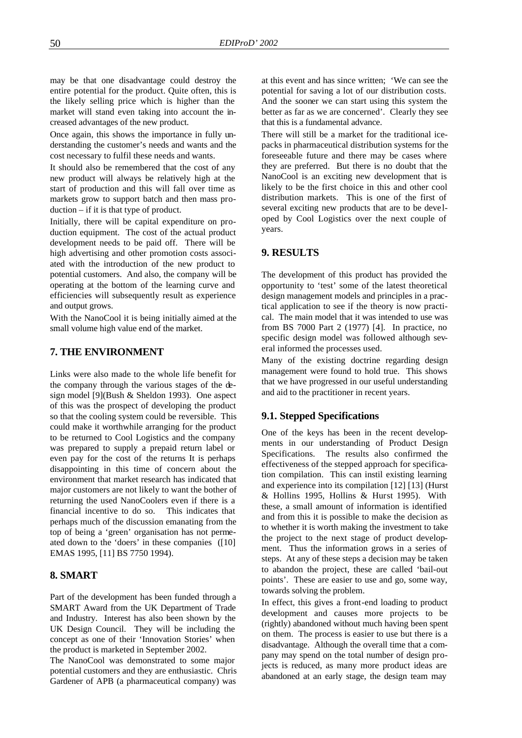may be that one disadvantage could destroy the entire potential for the product. Quite often, this is the likely selling price which is higher than the market will stand even taking into account the increased advantages of the new product.

Once again, this shows the importance in fully understanding the customer's needs and wants and the cost necessary to fulfil these needs and wants.

It should also be remembered that the cost of any new product will always be relatively high at the start of production and this will fall over time as markets grow to support batch and then mass production – if it is that type of product.

Initially, there will be capital expenditure on production equipment. The cost of the actual product development needs to be paid off. There will be high advertising and other promotion costs associated with the introduction of the new product to potential customers. And also, the company will be operating at the bottom of the learning curve and efficiencies will subsequently result as experience and output grows.

With the NanoCool it is being initially aimed at the small volume high value end of the market.

## 7. THE ENVIRONMENT

Links were also made to the whole life benefit for the company through the various stages of the design model [9](Bush & Sheldon 1993). One aspect of this was the prospect of developing the product so that the cooling system could be reversible. This could make it worthwhile arranging for the product to be returned to Cool Logistics and the company was prepared to supply a prepaid return label or even pay for the cost of the returns It is perhaps disappointing in this time of concern about the environment that market research has indicated that major customers are not likely to want the bother of returning the used NanoCoolers even if there is a financial incentive to do so. This indicates that perhaps much of the discussion emanating from the top of being a 'green' organisation has not permeated down to the 'doers' in these companies ([10] EMAS 1995, [11] BS 7750 1994).

## 8. SMART

Part of the development has been funded through a SMART Award from the UK Department of Trade and Industry. Interest has also been shown by the UK Design Council. They will be including the concept as one of their 'Innovation Stories' when the product is marketed in September 2002.

The NanoCool was demonstrated to some major potential customers and they are enthusiastic. Chris Gardener of APB (a pharmaceutical company) was at this event and has since written; 'We can see the potential for saving a lot of our distribution costs. And the sooner we can start using this system the better as far as we are concerned'. Clearly they see that this is a fundamental advance.

There will still be a market for the traditional ice-packs in pharmaceutical distribution systems for the foreseeable future and there may be cases where they are preferred. But there is no doubt that the NanoCool is an exciting new development that is likely to be the first choice in this and other cool distribution markets. This is one of the first of several exciting new products that are to be developed by Cool Logistics over the next couple of years.

## 9. RESULTS

The development of this product has provided the opportunity to 'test' some of the latest theoretical design management models and principles in a practical application to see if the theory is now practical. The main model that it was intended to use was from BS 7000 Part 2 (1977) [4]. In practice, no specific design model was followed although several informed the processes used.

Many of the existing doctrine regarding design management were found to hold true. This shows that we have progressed in our useful understanding and aid to the practitioner in recent years.

### 9.1. Stepped Specifications

One of the keys has been in the recent developments in our understanding of Product Design Specifications. The results also confirmed the effectiveness of the stepped approach for specification compilation. This can instil existing learning and experience into its compilation [12] [13] (Hurst & Hollins 1995, Hollins & Hurst 1995). With these, a small amount of information is identified and from this it is possible to make the decision as to whether it is worth making the investment to take the project to the next stage of product development. Thus the information grows in a series of steps. At any of these steps a decision may be taken to abandon the project, these are called 'bail-out points'. These are easier to use and go, some way, towards solving the problem.

In effect, this gives a front-end loading to product development and causes more projects to be (rightly) abandoned without much having been spent on them. The process is easier to use but there is a disadvantage. Although the overall time that a company may spend on the total number of design projects is reduced, as many more product ideas are abandoned at an early stage, the design team may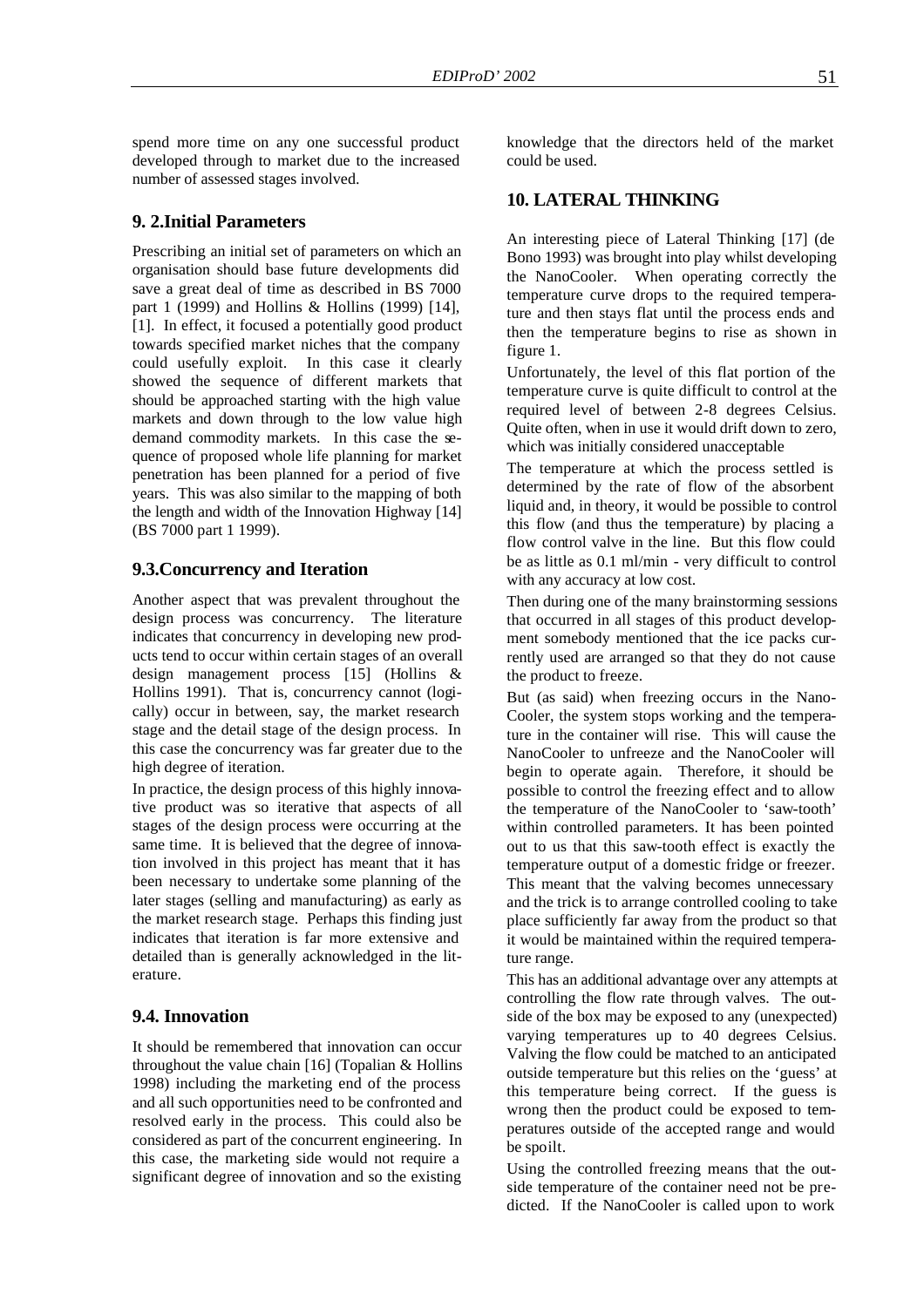spend more time on any one successful product developed through to market due to the increased number of assessed stages involved.

## 9. 2.Initial Parameters

Prescribing an initial set of parameters on which an organisation should base future developments did save a great deal of time as described in BS 7000 part 1 (1999) and Hollins & Hollins (1999) [14], [1]. In effect, it focused a potentially good product towards specified market niches that the company could usefully exploit. In this case it clearly showed the sequence of different markets that should be approached starting with the high value markets and down through to the low value high demand commodity markets. In this case the sequence of proposed whole life planning for market penetration has been planned for a period of five years. This was also similar to the mapping of both the length and width of the Innovation Highway [14] (BS 7000 part 1 1999).

## 9.3.Concurrency and Iteration

Another aspect that was prevalent throughout the design process was concurrency. The literature indicates that concurrency in developing new products tend to occur within certain stages of an overall design management process [15] (Hollins & Hollins 1991). That is, concurrency cannot (logically) occur in between, say, the market research stage and the detail stage of the design process. In this case the concurrency was far greater due to the high degree of iteration.

In practice, the design process of this highly innovative product was so iterative that aspects of all stages of the design process were occurring at the same time. It is believed that the degree of innovation involved in this project has meant that it has been necessary to undertake some planning of the later stages (selling and manufacturing) as early as the market research stage. Perhaps this finding just indicates that iteration is far more extensive and detailed than is generally acknowledged in the literature.

## 9.4. Innovation

It should be remembered that innovation can occur throughout the value chain [16] (Topalian & Hollins 1998) including the marketing end of the process and all such opportunities need to be confronted and resolved early in the process. This could also be considered as part of the concurrent engineering. In this case, the marketing side would not require a significant degree of innovation and so the existing knowledge that the directors held of the market could be used.

# 10. LATERAL THINKING

An interesting piece of Lateral Thinking [17] (de Bono 1993) was brought into play whilst developing the NanoCooler. When operating correctly the temperature curve drops to the required temperature and then stays flat until the process ends and then the temperature begins to rise as shown in figure 1.

Unfortunately, the level of this flat portion of the temperature curve is quite difficult to control at the required level of between 2-8 degrees Celsius. Quite often, when in use it would drift down to zero, which was initially considered unacceptable

The temperature at which the process settled is determined by the rate of flow of the absorbent liquid and, in theory, it would be possible to control this flow (and thus the temperature) by placing a flow control valve in the line. But this flow could be as little as 0.1 ml/min - very difficult to control with any accuracy at low cost.

Then during one of the many brainstorming sessions that occurred in all stages of this product development somebody mentioned that the ice packs currently used are arranged so that they do not cause the product to freeze.

But (as said) when freezing occurs in the NanoCooler, the system stops working and the temperature in the container will rise. This will cause the NanoCooler to unfreeze and the NanoCooler will begin to operate again. Therefore, it should be possible to control the freezing effect and to allow the temperature of the NanoCooler to 'saw-tooth' within controlled parameters. It has been pointed out to us that this saw-tooth effect is exactly the temperature output of a domestic fridge or freezer. This meant that the valving becomes unnecessary and the trick is to arrange controlled cooling to take place sufficiently far away from the product so that it would be maintained within the required temperature range.

This has an additional advantage over any attempts at controlling the flow rate through valves. The outside of the box may be exposed to any (unexpected) varying temperatures up to 40 degrees Celsius. Valving the flow could be matched to an anticipated outside temperature but this relies on the 'guess' at this temperature being correct. If the guess is wrong then the product could be exposed to temperatures outside of the accepted range and would be spoilt.

Using the controlled freezing means that the outside temperature of the container need not be predicted. If the NanoCooler is called upon to work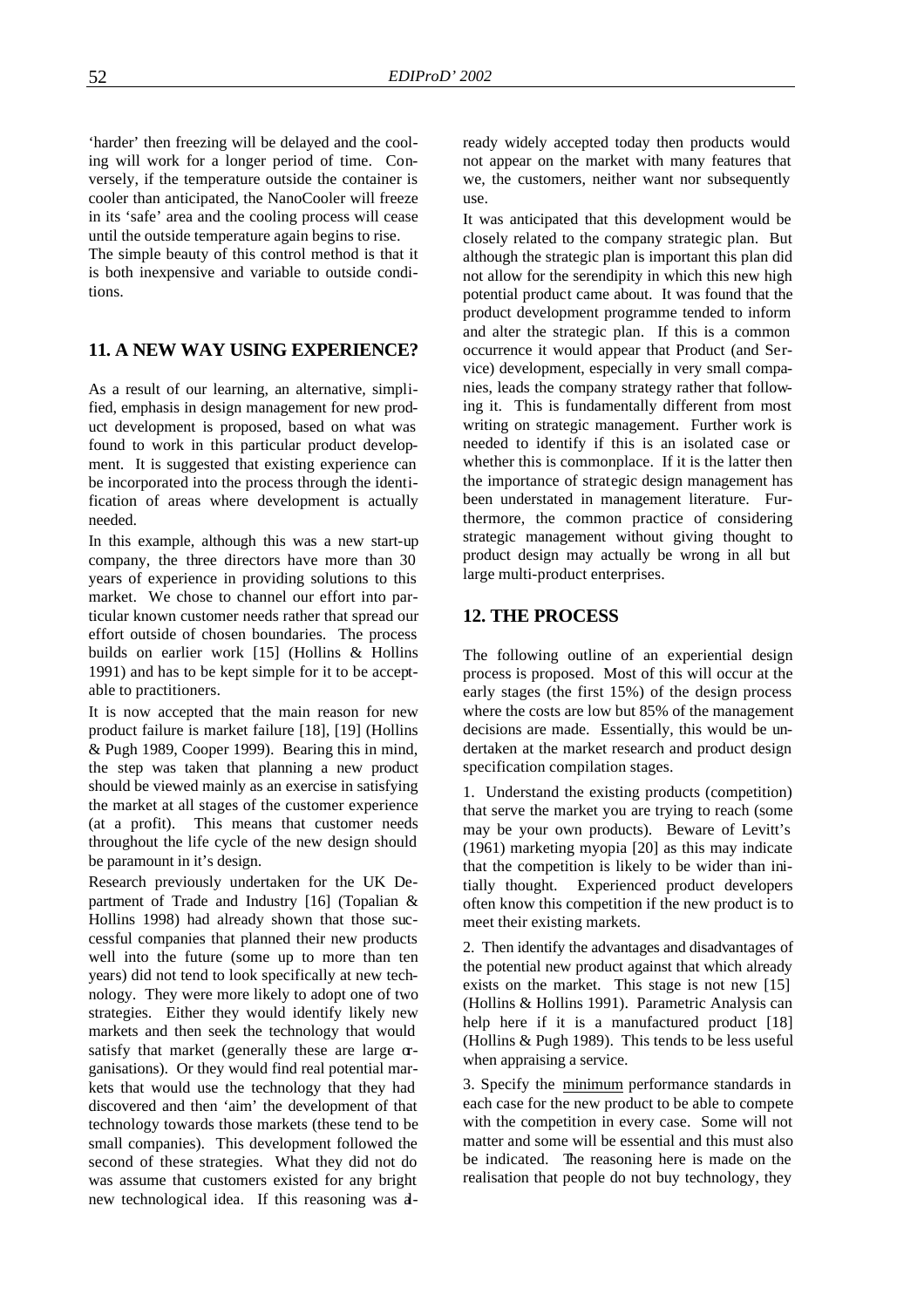'harder' then freezing will be delayed and the cooling will work for a longer period of time. Conversely, if the temperature outside the container is cooler than anticipated, the NanoCooler will freeze in its 'safe' area and the cooling process will cease until the outside temperature again begins to rise.

The simple beauty of this control method is that it is both inexpensive and variable to outside conditions.

## 11. A NEW WAY USING EXPERIENCE?

As a result of our learning, an alternative, simplified, emphasis in design management for new product development is proposed, based on what was found to work in this particular product development. It is suggested that existing experience can be incorporated into the process through the identification of areas where development is actually needed.

In this example, although this was a new start-up company, the three directors have more than 30 years of experience in providing solutions to this market. We chose to channel our effort into particular known customer needs rather that spread our effort outside of chosen boundaries. The process builds on earlier work [15] (Hollins & Hollins 1991) and has to be kept simple for it to be acceptable to practitioners.

It is now accepted that the main reason for new product failure is market failure [18], [19] (Hollins & Pugh 1989, Cooper 1999). Bearing this in mind, the step was taken that planning a new product should be viewed mainly as an exercise in satisfying the market at all stages of the customer experience (at a profit). This means that customer needs throughout the life cycle of the new design should be paramount in it's design.

Research previously undertaken for the UK Department of Trade and Industry [16] (Topalian & Hollins 1998) had already shown that those successful companies that planned their new products well into the future (some up to more than ten years) did not tend to look specifically at new technology. They were more likely to adopt one of two strategies. Either they would identify likely new markets and then seek the technology that would satisfy that market (generally these are large organisations). Or they would find real potential markets that would use the technology that they had discovered and then 'aim' the development of that technology towards those markets (these tend to be small companies). This development followed the second of these strategies. What they did not do was assume that customers existed for any bright new technological idea. If this reasoning was already widely accepted today then products would not appear on the market with many features that we, the customers, neither want nor subsequently use.

It was anticipated that this development would be closely related to the company strategic plan. But although the strategic plan is important this plan did not allow for the serendipity in which this new high potential product came about. It was found that the product development programme tended to inform and alter the strategic plan. If this is a common occurrence it would appear that Product (and Service) development, especially in very small companies, leads the company strategy rather that following it. This is fundamentally different from most writing on strategic management. Further work is needed to identify if this is an isolated case or whether this is commonplace. If it is the latter then the importance of strategic design management has been understated in management literature. Furthermore, the common practice of considering strategic management without giving thought to product design may actually be wrong in all but large multi-product enterprises.

## 12. THE PROCESS

The following outline of an experiential design process is proposed. Most of this will occur at the early stages (the first 15%) of the design process where the costs are low but 85% of the management decisions are made. Essentially, this would be undertaken at the market research and product design specification compilation stages.

1. Understand the existing products (competition) that serve the market you are trying to reach (some may be your own products). Beware of Levitt's (1961) marketing myopia [20] as this may indicate that the competition is likely to be wider than initially thought. Experienced product developers often know this competition if the new product is to meet their existing markets.

2. Then identify the advantages and disadvantages of the potential new product against that which already exists on the market. This stage is not new [15] (Hollins & Hollins 1991). Parametric Analysis can help here if it is a manufactured product [18] (Hollins & Pugh 1989). This tends to be less useful when appraising a service.

3. Specify the <u>minimum</u> performance standards in each case for the new product to be able to compete with the competition in every case. Some will not matter and some will be essential and this must also be indicated. The reasoning here is made on the realisation that people do not buy technology, they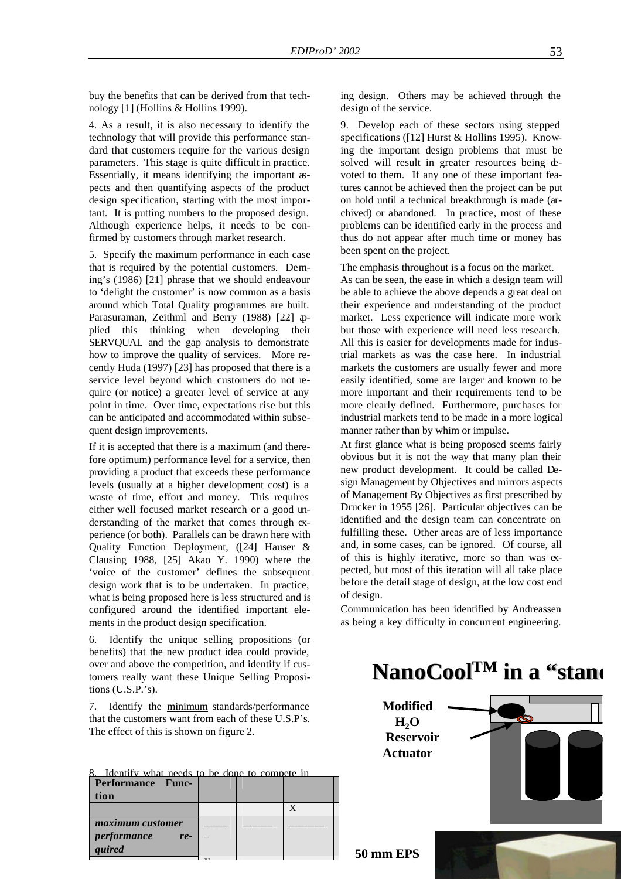buy the benefits that can be derived from that technology [1] (Hollins & Hollins 1999).

4. As a result, it is also necessary to identify the technology that will provide this performance standard that customers require for the various design parameters. This stage is quite difficult in practice. Essentially, it means identifying the important aspects and then quantifying aspects of the product design specification, starting with the most important. It is putting numbers to the proposed design. Although experience helps, it needs to be confirmed by customers through market research.

5. Specify the maximum performance in each case that is required by the potential customers. Deming's (1986) [21] phrase that we should endeavour to 'delight the customer' is now common as a basis around which Total Quality programmes are built. Parasuraman, Zeithml and Berry (1988) [22] applied this thinking when developing their SERVQUAL and the gap analysis to demonstrate how to improve the quality of services. More recently Huda (1997) [23] has proposed that there is a service level beyond which customers do not require (or notice) a greater level of service at any point in time. Over time, expectations rise but this can be anticipated and accommodated within subsequent design improvements.

If it is accepted that there is a maximum (and therefore optimum) performance level for a service, then providing a product that exceeds these performance levels (usually at a higher development cost) is a waste of time, effort and money. This requires either well focused market research or a good understanding of the market that comes through experience (or both). Parallels can be drawn here with Quality Function Deployment, ([24] Hauser & Clausing 1988, [25] Akao Y. 1990) where the 'voice of the customer' defines the subsequent design work that is to be undertaken. In practice, what is being proposed here is less structured and is configured around the identified important elements in the product design specification.

6. Identify the unique selling propositions (or benefits) that the new product idea could provide, over and above the competition, and identify if customers really want these Unique Selling Propositions (U.S.P.'s).

7. Identify the minimum standards/performance that the customers want from each of these U.S.P's. The effect of this is shown on figure 2.

8. Identify what needs to be done to compete in

| Performance Function | | | | |
|---|---|---|---|---|
| | | | X | |
| *maximum customer performance required* | ____ – | _____ | ______ | |

ing design. Others may be achieved through the design of the service.

9. Develop each of these sectors using stepped specifications ([12] Hurst & Hollins 1995). Knowing the important design problems that must be solved will result in greater resources being devoted to them. If any one of these important features cannot be achieved then the project can be put on hold until a technical breakthrough is made (archived) or abandoned. In practice, most of these problems can be identified early in the process and thus do not appear after much time or money has been spent on the project.

The emphasis throughout is a focus on the market. As can be seen, the ease in which a design team will be able to achieve the above depends a great deal on their experience and understanding of the product market. Less experience will indicate more work but those with experience will need less research. All this is easier for developments made for industrial markets as was the case here. In industrial markets the customers are usually fewer and more easily identified, some are larger and known to be more important and their requirements tend to be more clearly defined. Furthermore, purchases for industrial markets tend to be made in a more logical manner rather than by whim or impulse.

At first glance what is being proposed seems fairly obvious but it is not the way that many plan their new product development. It could be called Design Management By Objectives and mirrors aspects of Management By Objectives as first prescribed by Drucker in 1955 [26]. Particular objectives can be identified and the design team can concentrate on fulfilling these. Other areas are of less importance and, in some cases, can be ignored. Of course, all of this is highly iterative, more so than was expected, but most of this iteration will all take place before the detail stage of design, at the low cost end of design.

Communication has been identified by Andreassen as being a key difficulty in concurrent engineering.

**NanoCool™ in a "stand**

**Modified $H_2O$ Reservoir**

**Actuator**

**50 mm EPS**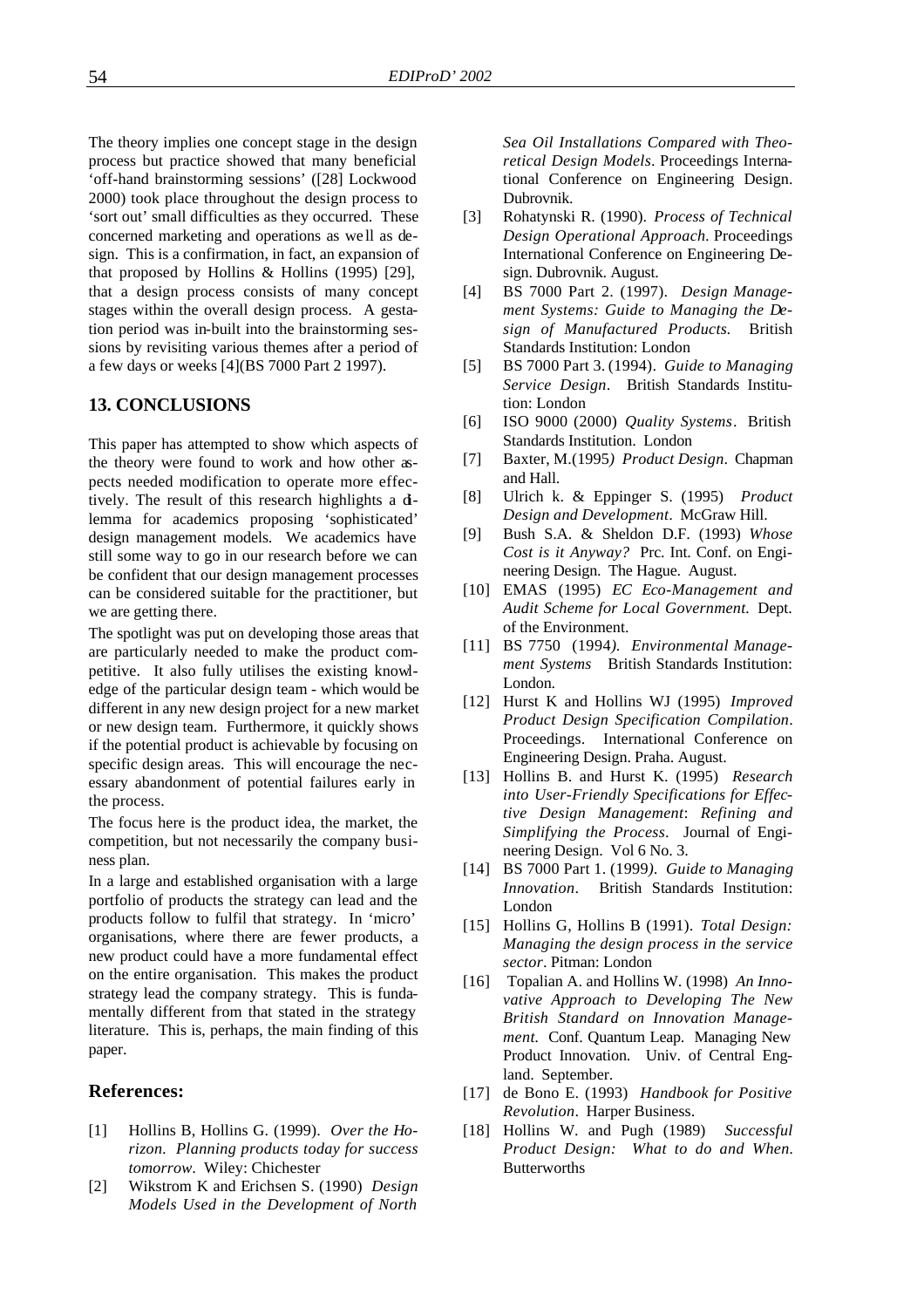The theory implies one concept stage in the design process but practice showed that many beneficial 'off-hand brainstorming sessions' ([28] Lockwood 2000) took place throughout the design process to 'sort out' small difficulties as they occurred. These concerned marketing and operations as well as design. This is a confirmation, in fact, an expansion of that proposed by Hollins & Hollins (1995) [29], that a design process consists of many concept stages within the overall design process. A gestation period was in-built into the brainstorming sessions by revisiting various themes after a period of a few days or weeks [4](BS 7000 Part 2 1997).

## 13. CONCLUSIONS

This paper has attempted to show which aspects of the theory were found to work and how other aspects needed modification to operate more effectively. The result of this research highlights a dilemma for academics proposing 'sophisticated' design management models. We academics have still some way to go in our research before we can be confident that our design management processes can be considered suitable for the practitioner, but we are getting there.

The spotlight was put on developing those areas that are particularly needed to make the product competitive. It also fully utilises the existing knowledge of the particular design team - which would be different in any new design project for a new market or new design team. Furthermore, it quickly shows if the potential product is achievable by focusing on specific design areas. This will encourage the necessary abandonment of potential failures early in the process.

The focus here is the product idea, the market, the competition, but not necessarily the company business plan.

In a large and established organisation with a large portfolio of products the strategy can lead and the products follow to fulfil that strategy. In 'micro' organisations, where there are fewer products, a new product could have a more fundamental effect on the entire organisation. This makes the product strategy lead the company strategy. This is fundamentally different from that stated in the strategy literature. This is, perhaps, the main finding of this paper.

## References:

[1] Hollins B, Hollins G. (1999). *Over the Horizon. Planning products today for success tomorrow*. Wiley: Chichester

[2] Wikstrom K and Erichsen S. (1990) *Design Models Used in the Development of North Sea Oil Installations Compared with Theoretical Design Models*. Proceedings International Conference on Engineering Design. Dubrovnik.

[3] Rohatynski R. (1990). *Process of Technical Design Operational Approach*. Proceedings International Conference on Engineering Design. Dubrovnik. August.

[4] BS 7000 Part 2. (1997). *Design Management Systems: Guide to Managing the Design of Manufactured Products.* British Standards Institution: London

[5] BS 7000 Part 3. (1994). *Guide to Managing Service Design*. British Standards Institution: London

[6] ISO 9000 (2000) *Quality Systems*. British Standards Institution. London

[7] Baxter, M.(1995*) Product Design*. Chapman and Hall.

[8] Ulrich k. & Eppinger S. (1995) *Product Design and Development*. McGraw Hill.

[9] Bush S.A. & Sheldon D.F. (1993) *Whose Cost is it Anyway?* Prc. Int. Conf. on Engineering Design. The Hague. August.

[10] EMAS (1995) *EC Eco-Management and Audit Scheme for Local Government.* Dept. of the Environment.

[11] BS 7750 (1994*). Environmental Management Systems* British Standards Institution: London.

[12] Hurst K and Hollins WJ (1995) *Improved Product Design Specification Compilation*. Proceedings. International Conference on Engineering Design. Praha. August.

[13] Hollins B. and Hurst K. (1995) *Research into User-Friendly Specifications for Effective Design Management*: *Refining and Simplifying the Process*. Journal of Engineering Design. Vol 6 No. 3.

[14] BS 7000 Part 1. (1999*). Guide to Managing Innovation*. British Standards Institution: London

[15] Hollins G, Hollins B (1991). *Total Design: Managing the design process in the service sector*. Pitman: London

[16] Topalian A. and Hollins W. (1998) *An Innovative Approach to Developing The New British Standard on Innovation Management.* Conf. Quantum Leap. Managing New Product Innovation. Univ. of Central England. September.

[17] de Bono E. (1993) *Handbook for Positive Revolution*. Harper Business.

[18] Hollins W. and Pugh (1989) *Successful Product Design: What to do and When.* Butterworths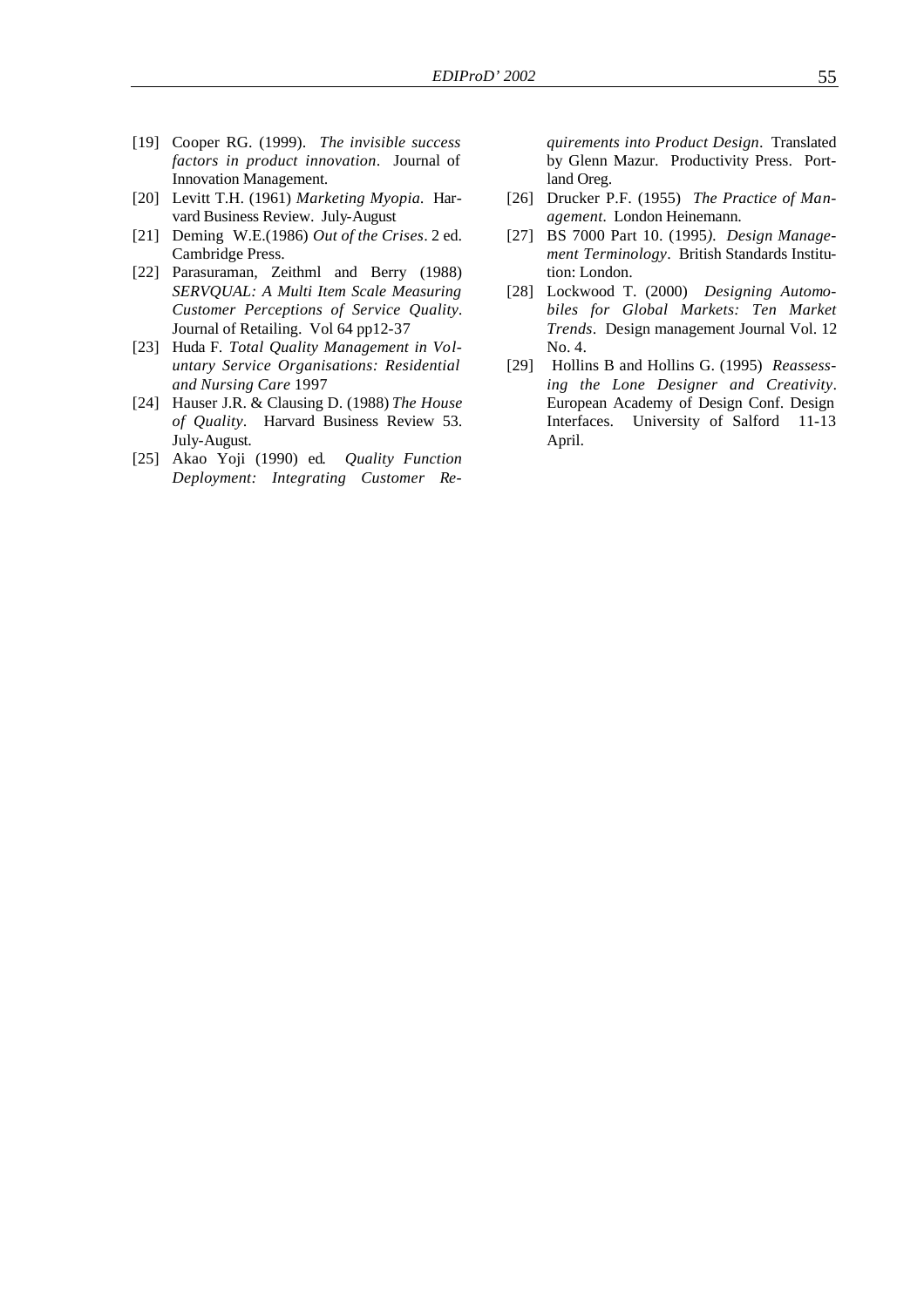[19] Cooper RG. (1999). *The invisible success factors in product innovation*. Journal of Innovation Management.

[20] Levitt T.H. (1961) *Marketing Myopia*. Harvard Business Review. July-August

[21] Deming W.E.(1986) *Out of the Crises*. 2 ed. Cambridge Press.

[22] Parasuraman, Zeithml and Berry (1988) *SERVQUAL: A Multi Item Scale Measuring Customer Perceptions of Service Quality*. Journal of Retailing. Vol 64 pp12-37

[23] Huda F. *Total Quality Management in Voluntary Service Organisations: Residential and Nursing Care* 1997

[24] Hauser J.R. & Clausing D. (1988) *The House of Quality*. Harvard Business Review 53. July-August.

[25] Akao Yoji (1990) ed. *Quality Function Deployment: Integrating Customer Requirements into Product Design*. Translated by Glenn Mazur. Productivity Press. Portland Oreg.

[26] Drucker P.F. (1955) *The Practice of Management*. London Heinemann.

[27] BS 7000 Part 10. (1995). *Design Management Terminology*. British Standards Institution: London.

[28] Lockwood T. (2000) *Designing Automobiles for Global Markets: Ten Market Trends*. Design management Journal Vol. 12 No. 4.

[29] Hollins B and Hollins G. (1995) *Reassessing the Lone Designer and Creativity*. European Academy of Design Conf. Design Interfaces. University of Salford 11-13 April.